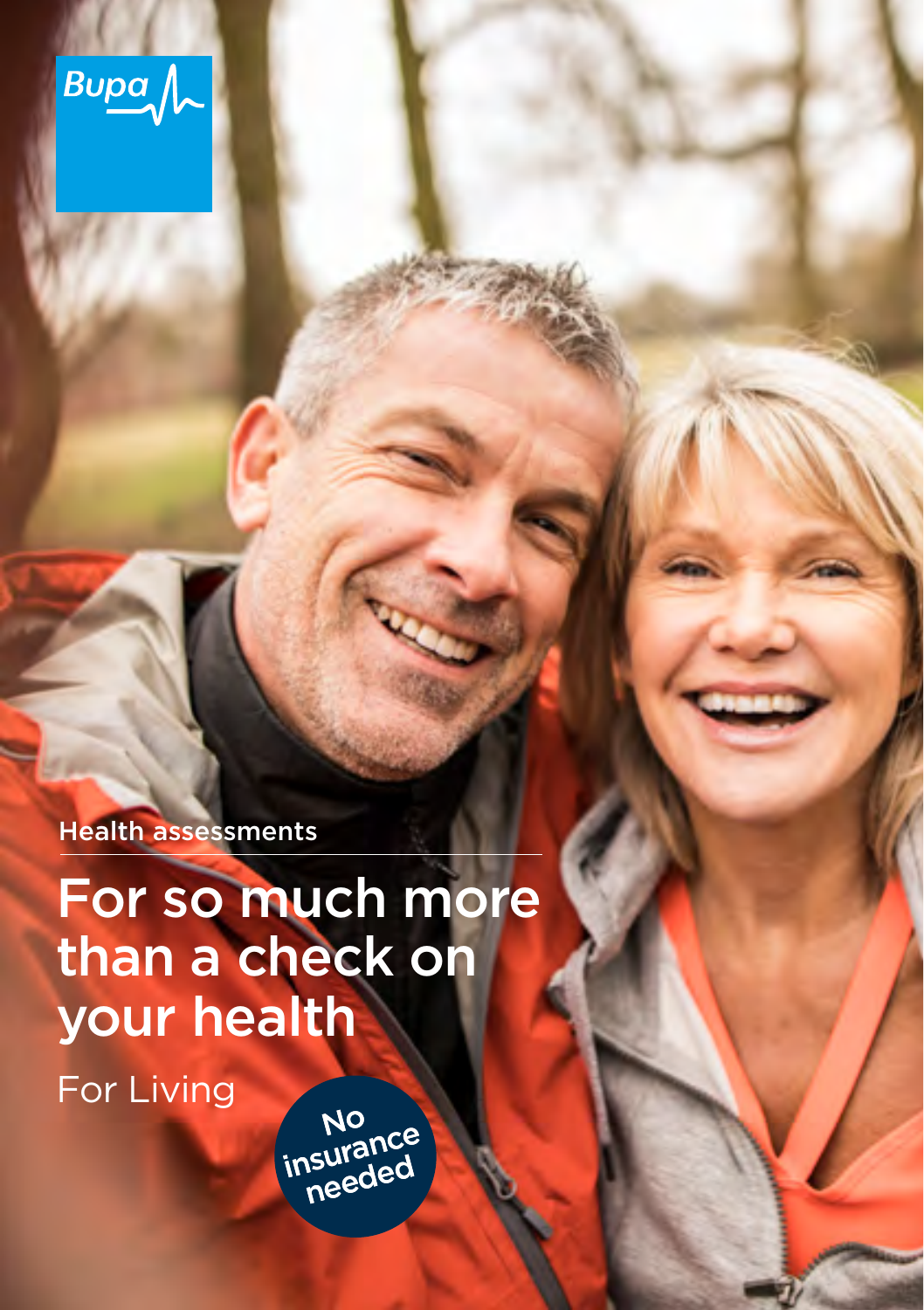Bupa

Health assessments

# For so much more than a check on your health

For Living

No insurance needed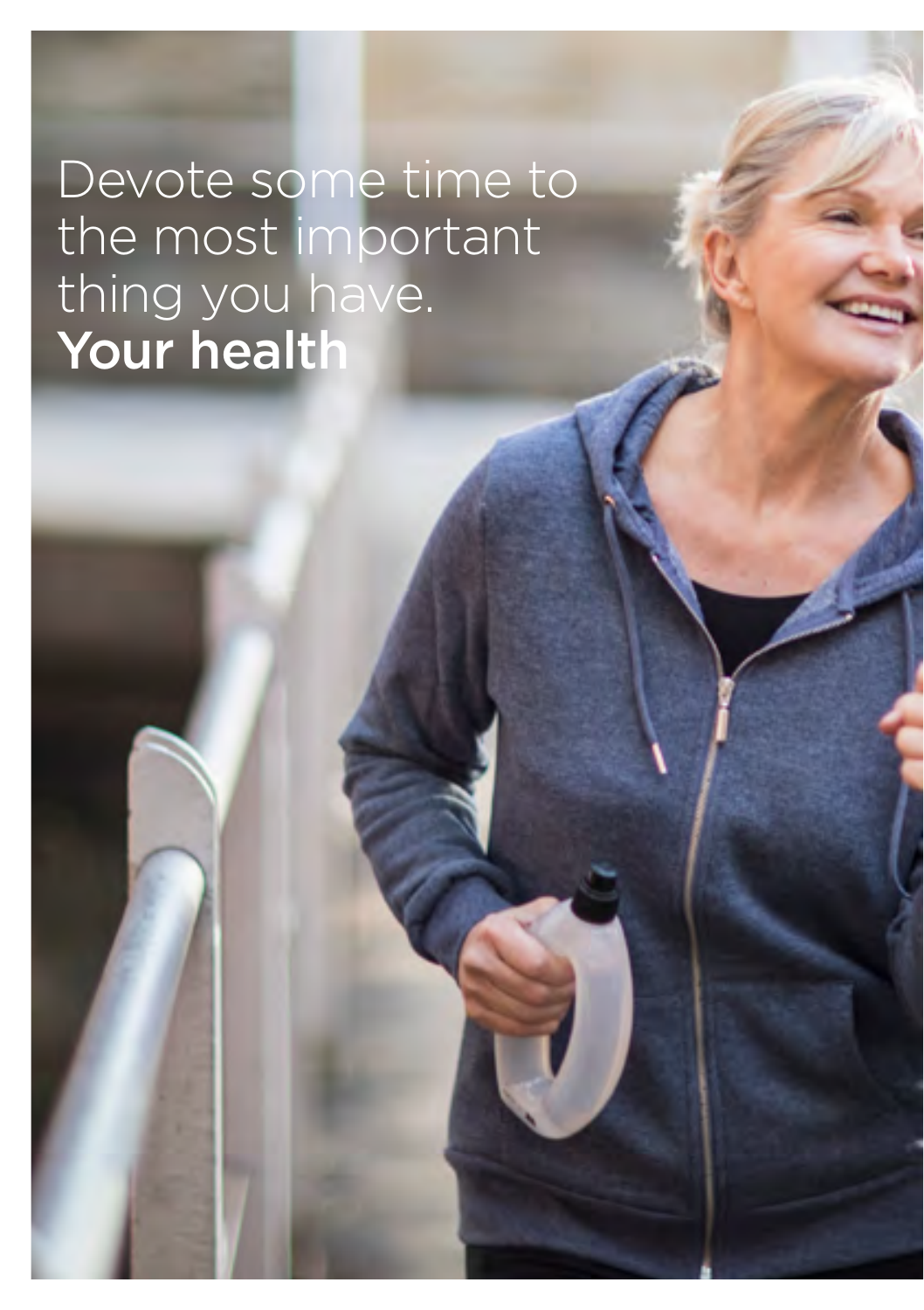Devote some time to the most important thing you have.
**Your health**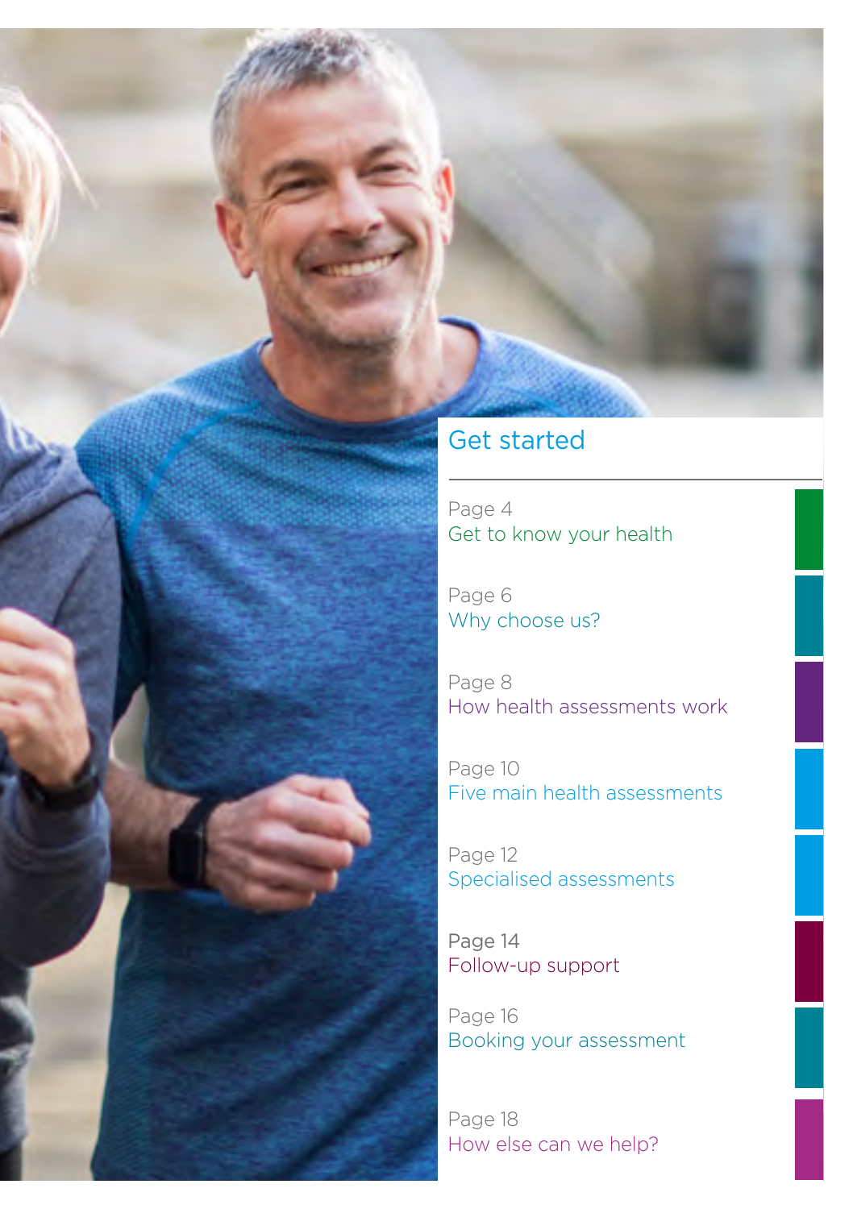## Get started

Page 4
Get to know your health

Page 6
Why choose us?

Page 8
How health assessments work

Page 10
Five main health assessments

Page 12
Specialised assessments

Page 14
Follow-up support

Page 16
Booking your assessment

Page 18
How else can we help?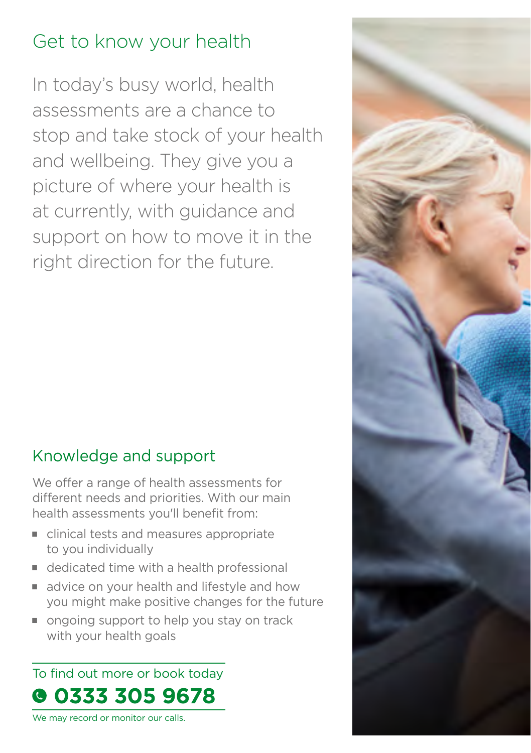## Get to know your health

In today's busy world, health assessments are a chance to stop and take stock of your health and wellbeing. They give you a picture of where your health is at currently, with guidance and support on how to move it in the right direction for the future.

## Knowledge and support

We offer a range of health assessments for different needs and priorities. With our main health assessments you'll benefit from:

- clinical tests and measures appropriate to you individually
- dedicated time with a health professional
- advice on your health and lifestyle and how you might make positive changes for the future
- ongoing support to help you stay on track with your health goals

To find out more or book today

**0333 305 9678**

We may record or monitor our calls.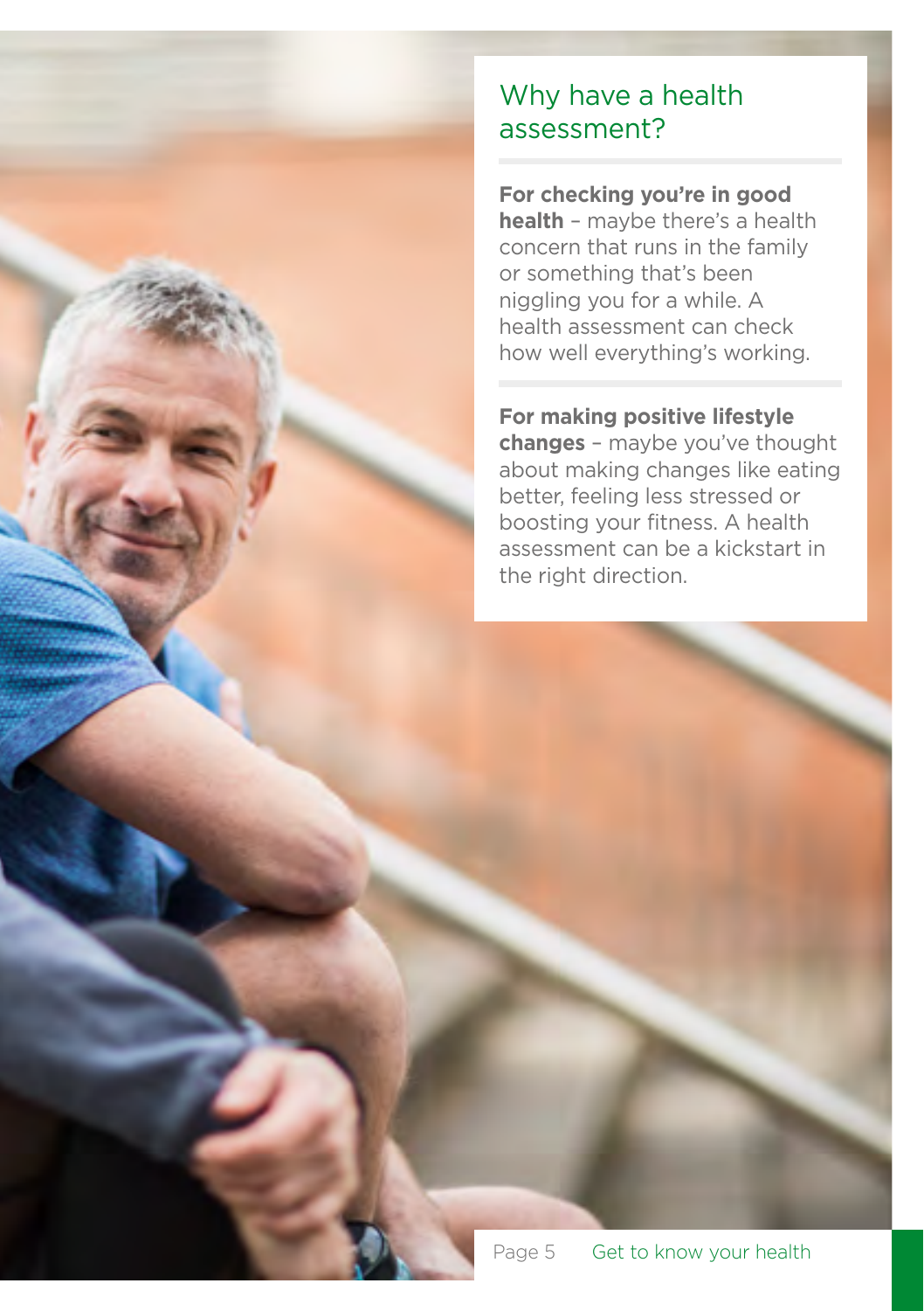## Why have a health assessment?

**For checking you're in good health** – maybe there's a health concern that runs in the family or something that's been niggling you for a while. A health assessment can check how well everything's working.

**For making positive lifestyle changes** – maybe you've thought about making changes like eating better, feeling less stressed or boosting your fitness. A health assessment can be a kickstart in the right direction.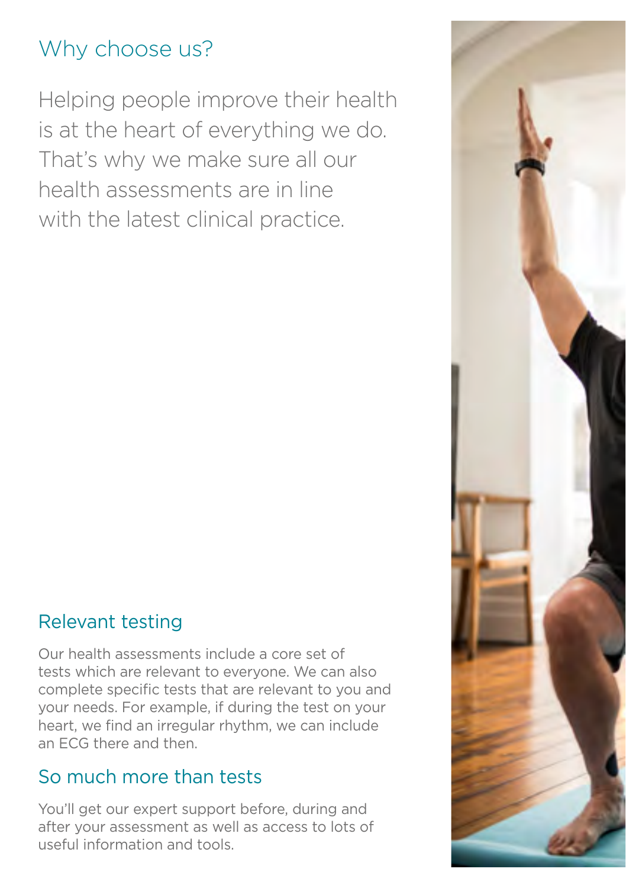## Why choose us?

Helping people improve their health is at the heart of everything we do. That's why we make sure all our health assessments are in line with the latest clinical practice.

### Relevant testing

Our health assessments include a core set of tests which are relevant to everyone. We can also complete specific tests that are relevant to you and your needs. For example, if during the test on your heart, we find an irregular rhythm, we can include an ECG there and then.

### So much more than tests

You'll get our expert support before, during and after your assessment as well as access to lots of useful information and tools.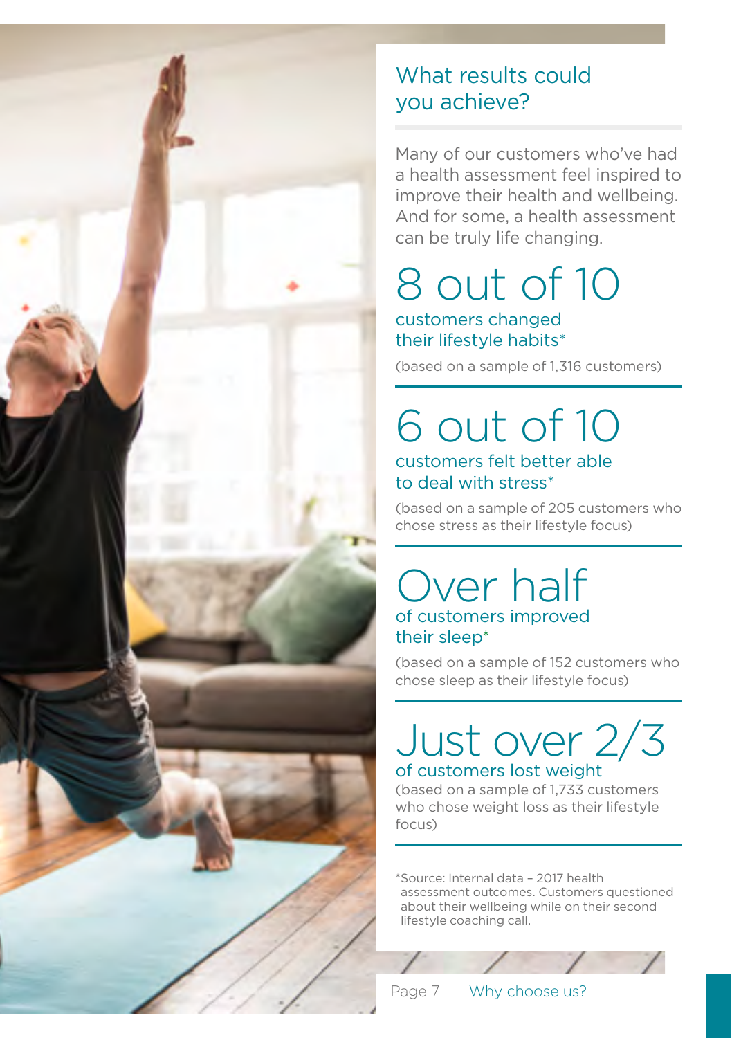## What results could you achieve?

Many of our customers who've had a health assessment feel inspired to improve their health and wellbeing. And for some, a health assessment can be truly life changing.

### 8 out of 10

customers changed their lifestyle habits*

(based on a sample of 1,316 customers)

### 6 out of 10

customers felt better able to deal with stress*

(based on a sample of 205 customers who chose stress as their lifestyle focus)

### Over half

of customers improved their sleep*

(based on a sample of 152 customers who chose sleep as their lifestyle focus)

### Just over 2/3

of customers lost weight

(based on a sample of 1,733 customers who chose weight loss as their lifestyle focus)

*Source: Internal data – 2017 health assessment outcomes. Customers questioned about their wellbeing while on their second lifestyle coaching call.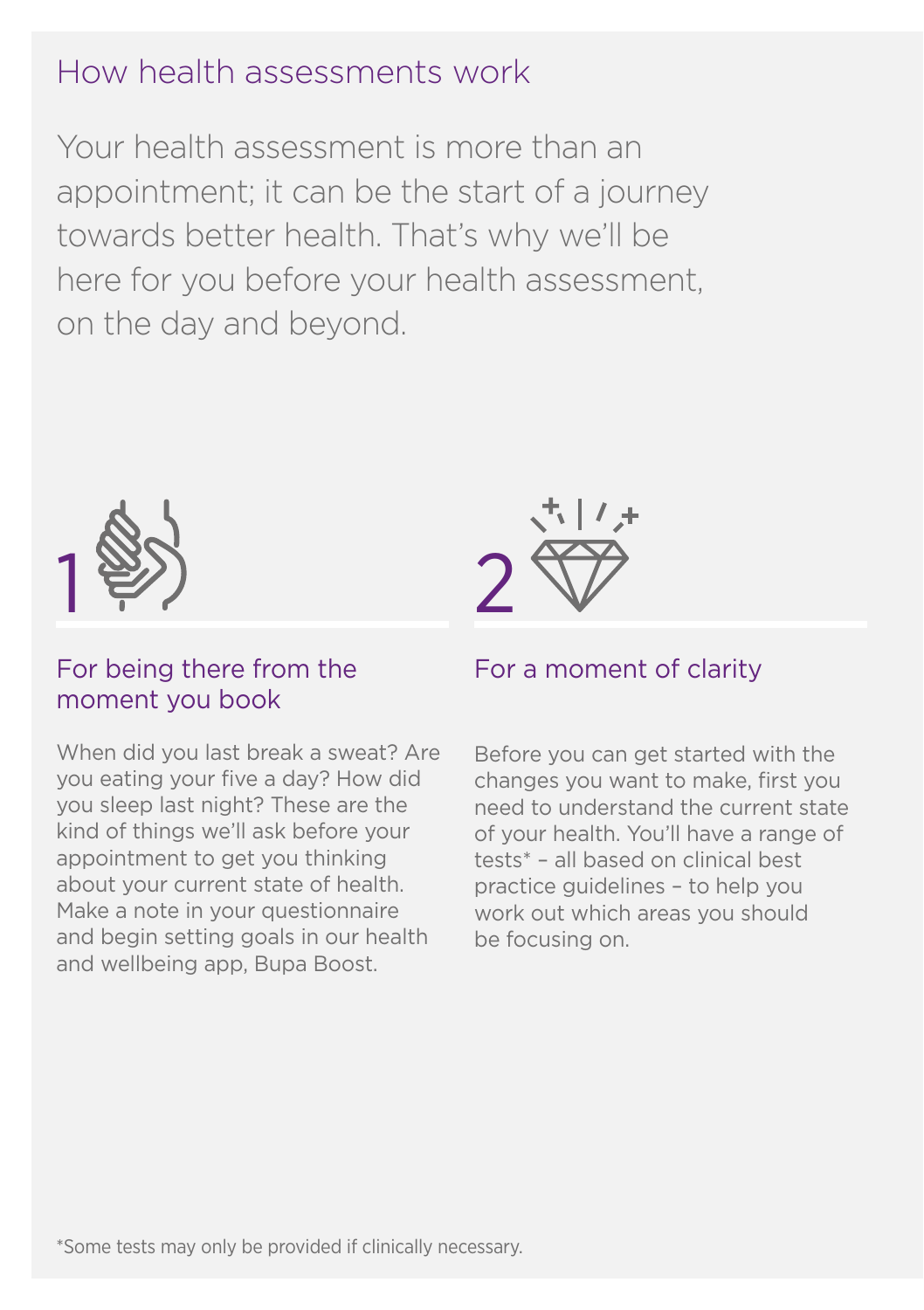## How health assessments work

Your health assessment is more than an appointment; it can be the start of a journey towards better health. That's why we'll be here for you before your health assessment, on the day and beyond.

### 1 For being there from the moment you book

When did you last break a sweat? Are you eating your five a day? How did you sleep last night? These are the kind of things we'll ask before your appointment to get you thinking about your current state of health. Make a note in your questionnaire and begin setting goals in our health and wellbeing app, Bupa Boost.

### 2 For a moment of clarity

Before you can get started with the changes you want to make, first you need to understand the current state of your health. You'll have a range of tests* – all based on clinical best practice guidelines – to help you work out which areas you should be focusing on.

*Some tests may only be provided if clinically necessary.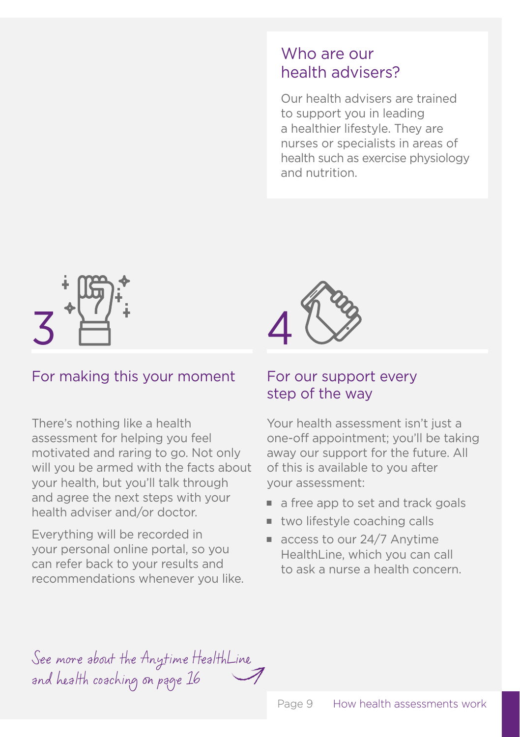## Who are our health advisers?

Our health advisers are trained to support you in leading a healthier lifestyle. They are nurses or specialists in areas of health such as exercise physiology and nutrition.

3

## For making this your moment

There's nothing like a health assessment for helping you feel motivated and raring to go. Not only will you be armed with the facts about your health, but you'll talk through and agree the next steps with your health adviser and/or doctor.

Everything will be recorded in your personal online portal, so you can refer back to your results and recommendations whenever you like.

4

## For our support every step of the way

Your health assessment isn't just a one-off appointment; you'll be taking away our support for the future. All of this is available to you after your assessment:

- a free app to set and track goals
- two lifestyle coaching calls
- access to our 24/7 Anytime HealthLine, which you can call to ask a nurse a health concern.

*See more about the Anytime HealthLine and health coaching on page 16*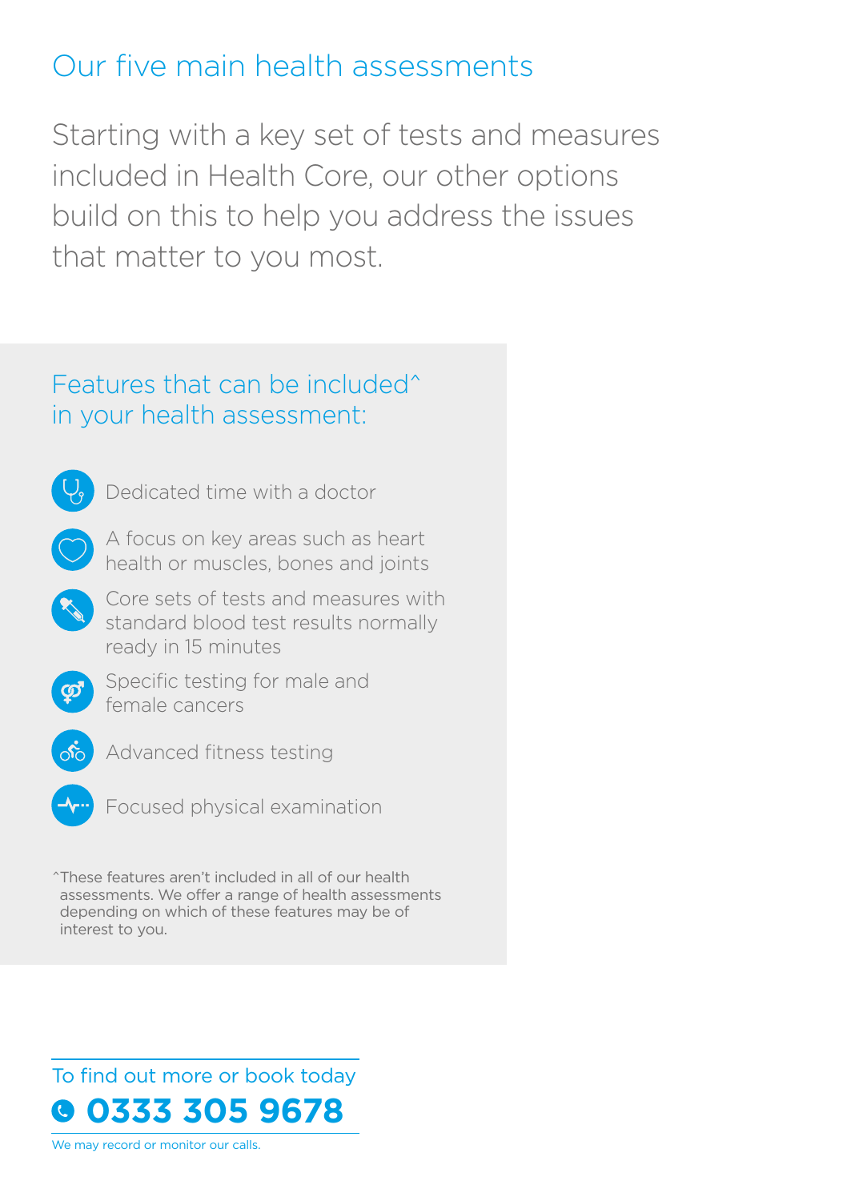# Our five main health assessments

Starting with a key set of tests and measures included in Health Core, our other options build on this to help you address the issues that matter to you most.

## Features that can be included^ in your health assessment:

- Dedicated time with a doctor
- A focus on key areas such as heart health or muscles, bones and joints
- Core sets of tests and measures with standard blood test results normally ready in 15 minutes
- Specific testing for male and female cancers
- Advanced fitness testing
- Focused physical examination

^These features aren't included in all of our health assessments. We offer a range of health assessments depending on which of these features may be of interest to you.

To find out more or book today

**0333 305 9678**

We may record or monitor our calls.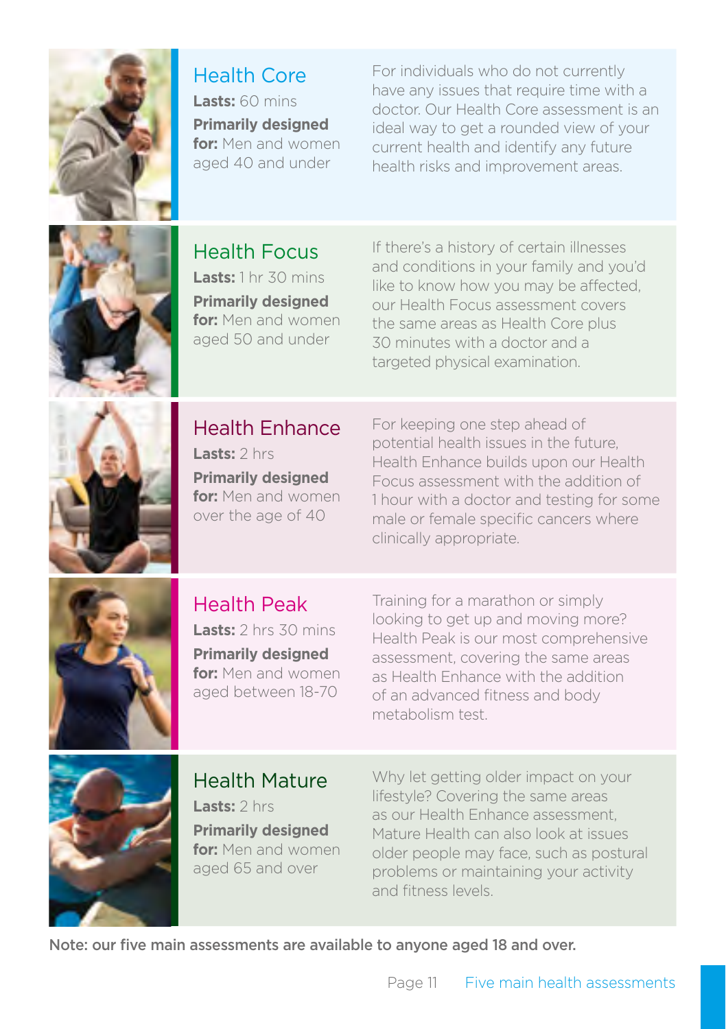## Health Core

**Lasts:** 60 mins

**Primarily designed for:** Men and women aged 40 and under

For individuals who do not currently have any issues that require time with a doctor. Our Health Core assessment is an ideal way to get a rounded view of your current health and identify any future health risks and improvement areas.

## Health Focus

**Lasts:** 1 hr 30 mins

**Primarily designed for:** Men and women aged 50 and under

If there's a history of certain illnesses and conditions in your family and you'd like to know how you may be affected, our Health Focus assessment covers the same areas as Health Core plus 30 minutes with a doctor and a targeted physical examination.

## Health Enhance

**Lasts:** 2 hrs

**Primarily designed for:** Men and women over the age of 40

For keeping one step ahead of potential health issues in the future, Health Enhance builds upon our Health Focus assessment with the addition of 1 hour with a doctor and testing for some male or female specific cancers where clinically appropriate.

## Health Peak

**Lasts:** 2 hrs 30 mins

**Primarily designed for:** Men and women aged between 18-70

Training for a marathon or simply looking to get up and moving more? Health Peak is our most comprehensive assessment, covering the same areas as Health Enhance with the addition of an advanced fitness and body metabolism test.

## Health Mature

**Lasts:** 2 hrs

**Primarily designed for:** Men and women aged 65 and over

Why let getting older impact on your lifestyle? Covering the same areas as our Health Enhance assessment, Mature Health can also look at issues older people may face, such as postural problems or maintaining your activity and fitness levels.

**Note: our five main assessments are available to anyone aged 18 and over.**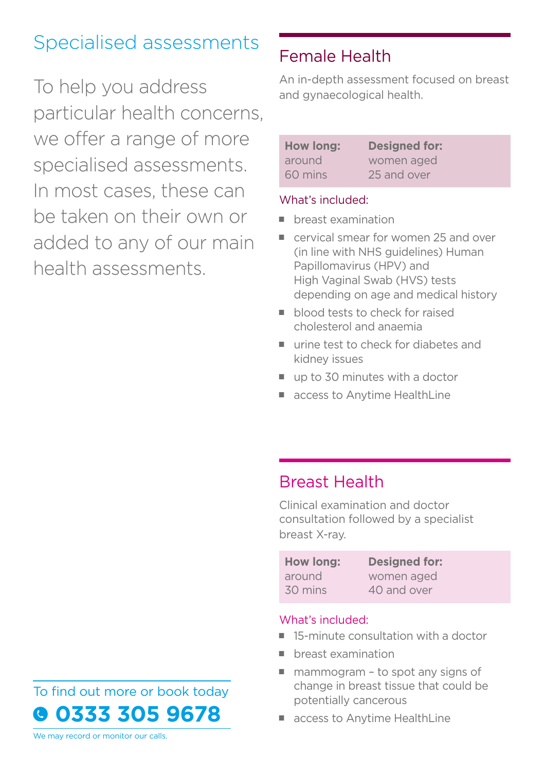# Specialised assessments

To help you address particular health concerns, we offer a range of more specialised assessments. In most cases, these can be taken on their own or added to any of our main health assessments.

To find out more or book today

**0333 305 9678**

We may record or monitor our calls.

## Female Health

An in-depth assessment focused on breast and gynaecological health.

| How long: | Designed for: |
|---|---|
| around 60 mins | women aged 25 and over |

What's included:

- breast examination
- cervical smear for women 25 and over (in line with NHS guidelines) Human Papillomavirus (HPV) and High Vaginal Swab (HVS) tests depending on age and medical history
- blood tests to check for raised cholesterol and anaemia
- urine test to check for diabetes and kidney issues
- up to 30 minutes with a doctor
- access to Anytime HealthLine

## Breast Health

Clinical examination and doctor consultation followed by a specialist breast X-ray.

| How long: | Designed for: |
|---|---|
| around 30 mins | women aged 40 and over |

What's included:

- 15-minute consultation with a doctor
- breast examination
- mammogram – to spot any signs of change in breast tissue that could be potentially cancerous
- access to Anytime HealthLine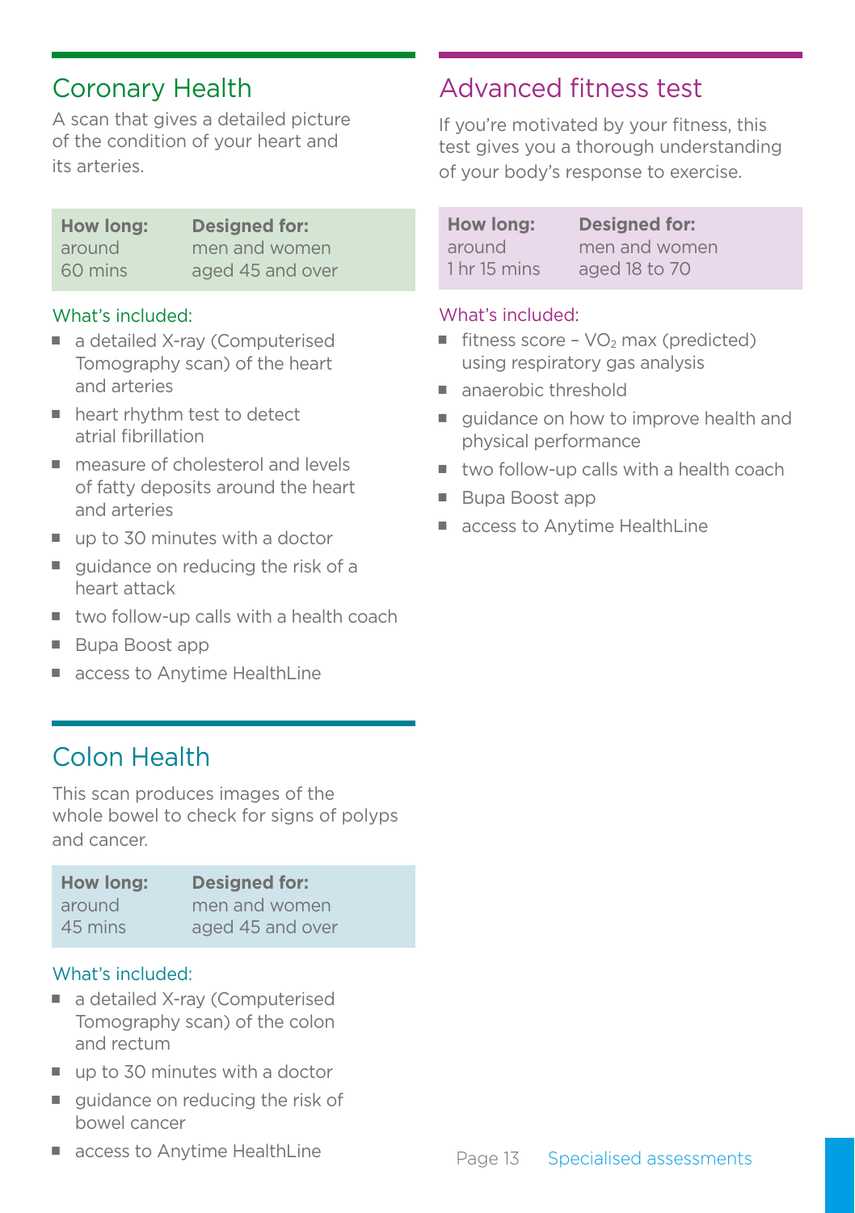## Coronary Health

A scan that gives a detailed picture of the condition of your heart and its arteries.

| How long: | Designed for: |
| --- | --- |
| around 60 mins | men and women aged 45 and over |

What's included:

- a detailed X-ray (Computerised Tomography scan) of the heart and arteries
- heart rhythm test to detect atrial fibrillation
- measure of cholesterol and levels of fatty deposits around the heart and arteries
- up to 30 minutes with a doctor
- guidance on reducing the risk of a heart attack
- two follow-up calls with a health coach
- Bupa Boost app
- access to Anytime HealthLine

## Colon Health

This scan produces images of the whole bowel to check for signs of polyps and cancer.

| How long: | Designed for: |
| --- | --- |
| around 45 mins | men and women aged 45 and over |

What's included:

- a detailed X-ray (Computerised Tomography scan) of the colon and rectum
- up to 30 minutes with a doctor
- guidance on reducing the risk of bowel cancer
- access to Anytime HealthLine

## Advanced fitness test

If you're motivated by your fitness, this test gives you a thorough understanding of your body's response to exercise.

| How long: | Designed for: |
| --- | --- |
| around 1 hr 15 mins | men and women aged 18 to 70 |

What's included:

- fitness score – $VO_2$ max (predicted) using respiratory gas analysis
- anaerobic threshold
- guidance on how to improve health and physical performance
- two follow-up calls with a health coach
- Bupa Boost app
- access to Anytime HealthLine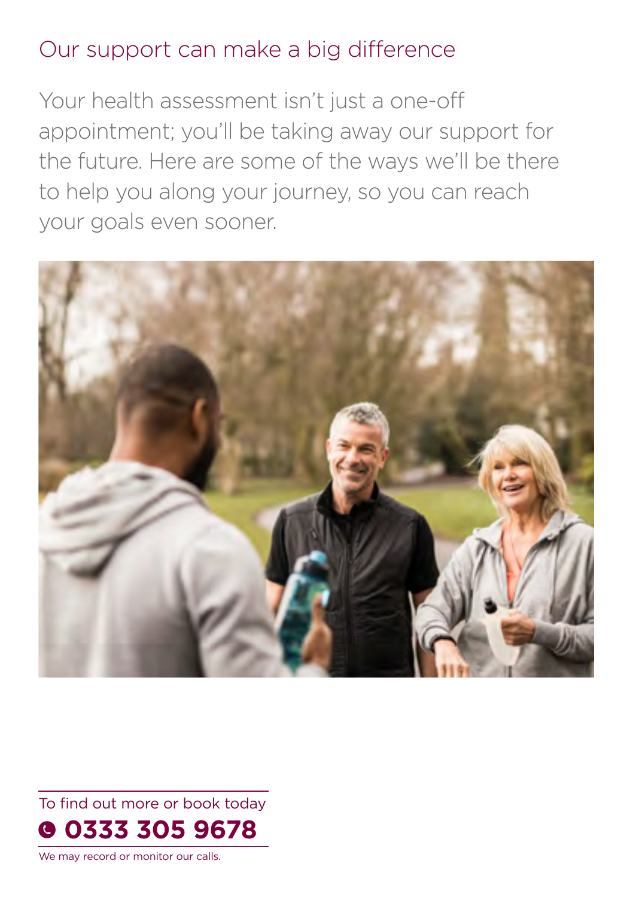## Our support can make a big difference

Your health assessment isn't just a one-off appointment; you'll be taking away our support for the future. Here are some of the ways we'll be there to help you along your journey, so you can reach your goals even sooner.

To find out more or book today

**0333 305 9678**

We may record or monitor our calls.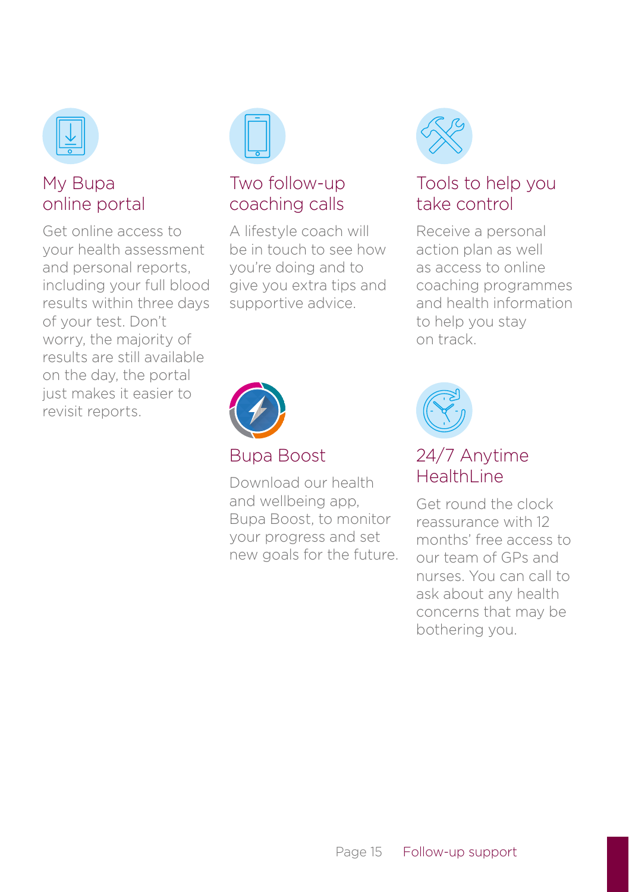## My Bupa online portal

Get online access to your health assessment and personal reports, including your full blood results within three days of your test. Don't worry, the majority of results are still available on the day, the portal just makes it easier to revisit reports.

## Two follow-up coaching calls

A lifestyle coach will be in touch to see how you're doing and to give you extra tips and supportive advice.

## Tools to help you take control

Receive a personal action plan as well as access to online coaching programmes and health information to help you stay on track.

## Bupa Boost

Download our health and wellbeing app, Bupa Boost, to monitor your progress and set new goals for the future.

## 24/7 Anytime HealthLine

Get round the clock reassurance with 12 months' free access to our team of GPs and nurses. You can call to ask about any health concerns that may be bothering you.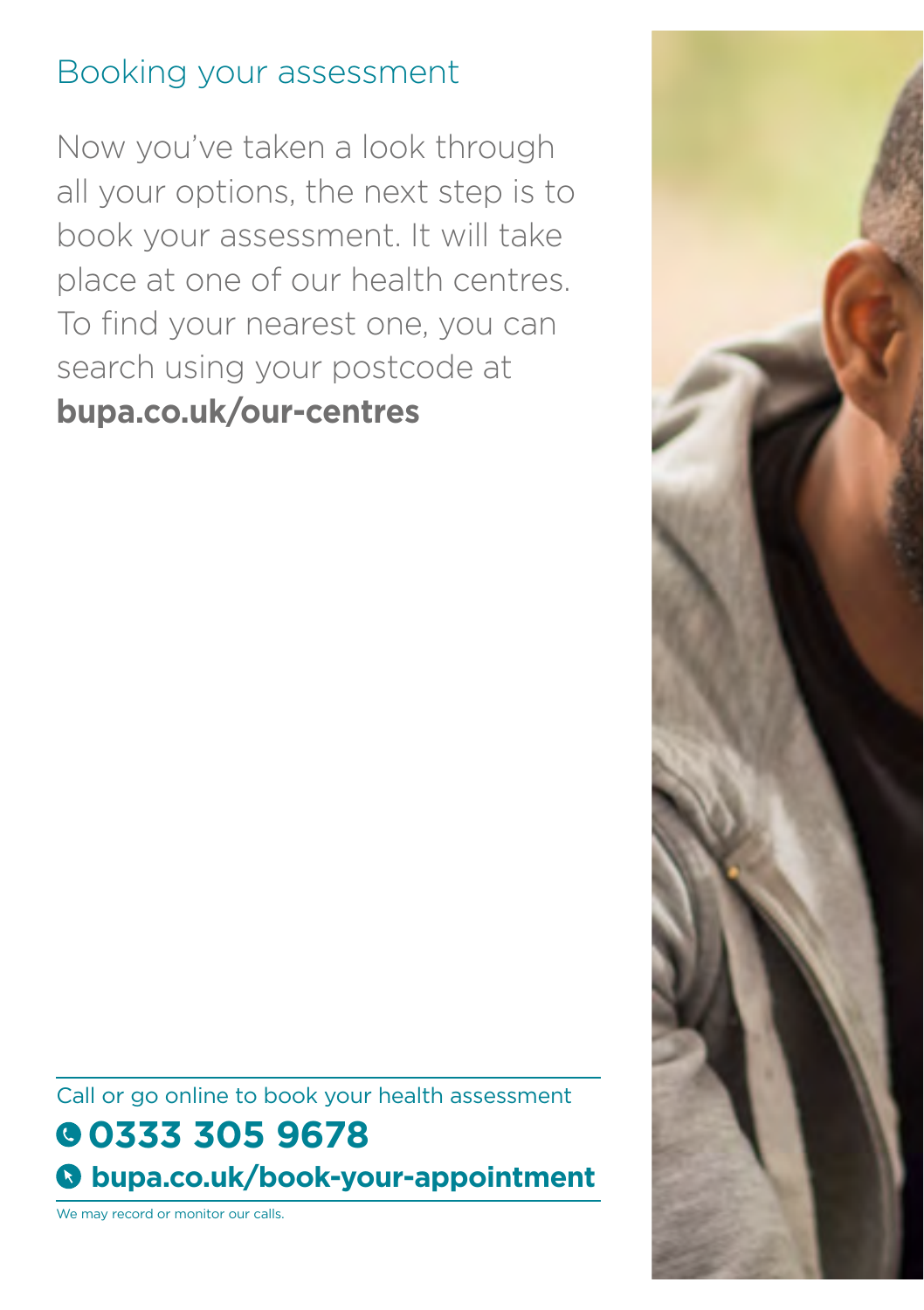## Booking your assessment

Now you've taken a look through all your options, the next step is to book your assessment. It will take place at one of our health centres. To find your nearest one, you can search using your postcode at **bupa.co.uk/our-centres**

Call or go online to book your health assessment

**0333 305 9678**

**bupa.co.uk/book-your-appointment**

We may record or monitor our calls.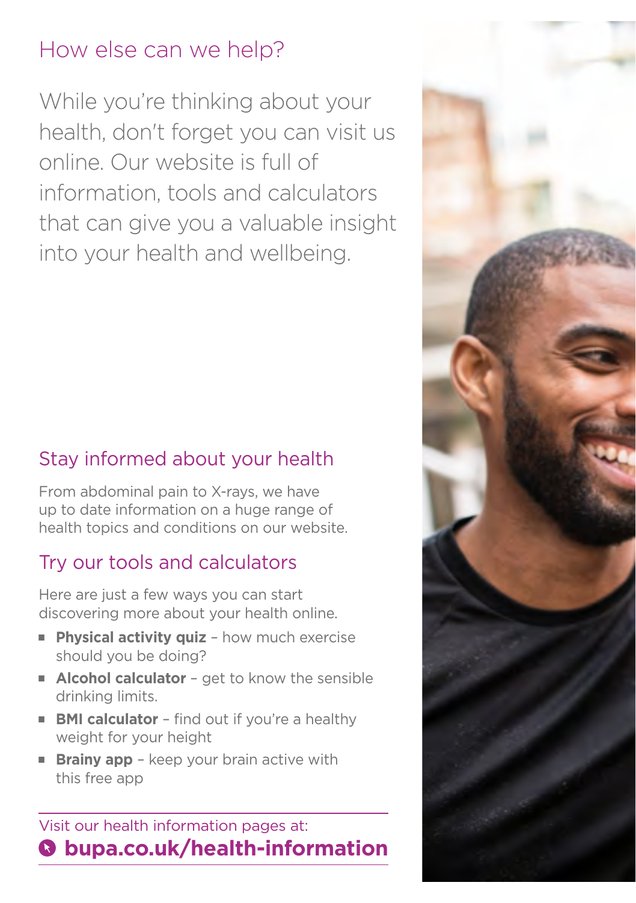## How else can we help?

While you're thinking about your health, don't forget you can visit us online. Our website is full of information, tools and calculators that can give you a valuable insight into your health and wellbeing.

### Stay informed about your health

From abdominal pain to X-rays, we have up to date information on a huge range of health topics and conditions on our website.

### Try our tools and calculators

Here are just a few ways you can start discovering more about your health online.

- **Physical activity quiz** – how much exercise should you be doing?
- **Alcohol calculator** – get to know the sensible drinking limits.
- **BMI calculator** – find out if you're a healthy weight for your height
- **Brainy app** – keep your brain active with this free app

Visit our health information pages at:
**bupa.co.uk/health-information**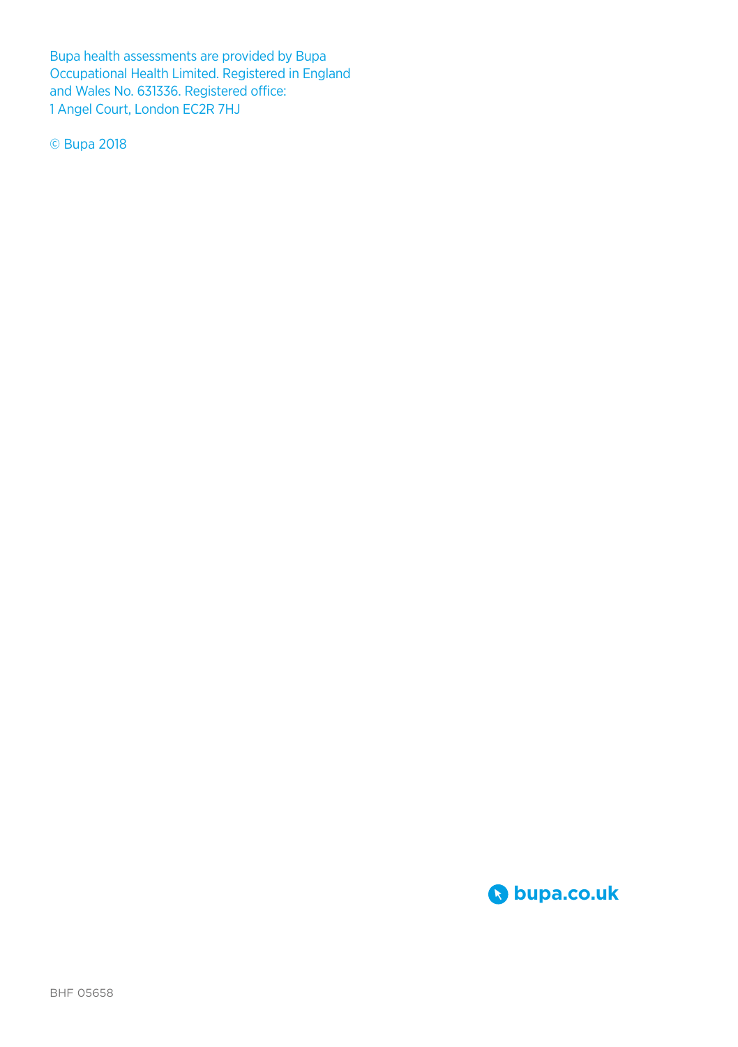Bupa health assessments are provided by Bupa Occupational Health Limited. Registered in England and Wales No. 631336. Registered office: 1 Angel Court, London EC2R 7HJ

© Bupa 2018

bupa.co.uk

BHF 05658